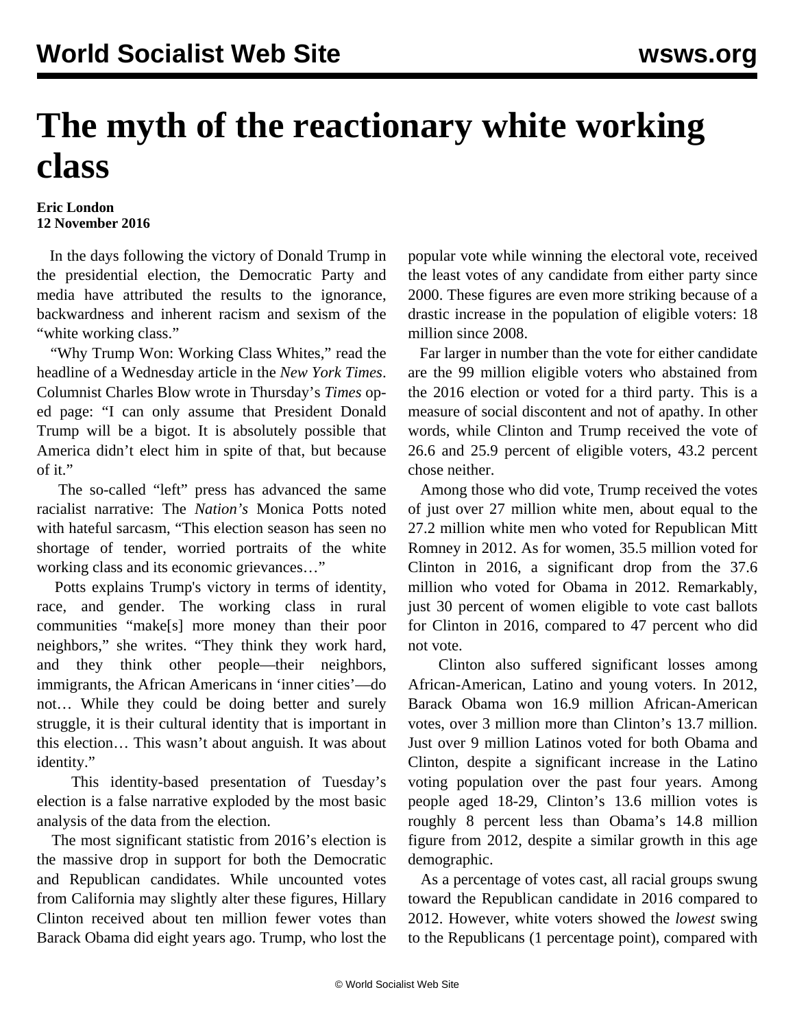# The myth of the reactionary white working class

**Eric London**
**12 November 2016**

In the days following the victory of Donald Trump in the presidential election, the Democratic Party and media have attributed the results to the ignorance, backwardness and inherent racism and sexism of the "white working class."

"Why Trump Won: Working Class Whites," read the headline of a Wednesday article in the *New York Times*. Columnist Charles Blow wrote in Thursday's *Times* op-ed page: "I can only assume that President Donald Trump will be a bigot. It is absolutely possible that America didn't elect him in spite of that, but because of it."

The so-called "left" press has advanced the same racialist narrative: The *Nation's* Monica Potts noted with hateful sarcasm, "This election season has seen no shortage of tender, worried portraits of the white working class and its economic grievances…"

Potts explains Trump's victory in terms of identity, race, and gender. The working class in rural communities "make[s] more money than their poor neighbors," she writes. "They think they work hard, and they think other people—their neighbors, immigrants, the African Americans in 'inner cities'—do not… While they could be doing better and surely struggle, it is their cultural identity that is important in this election… This wasn't about anguish. It was about identity."

This identity-based presentation of Tuesday's election is a false narrative exploded by the most basic analysis of the data from the election.

The most significant statistic from 2016's election is the massive drop in support for both the Democratic and Republican candidates. While uncounted votes from California may slightly alter these figures, Hillary Clinton received about ten million fewer votes than Barack Obama did eight years ago. Trump, who lost the popular vote while winning the electoral vote, received the least votes of any candidate from either party since 2000. These figures are even more striking because of a drastic increase in the population of eligible voters: 18 million since 2008.

Far larger in number than the vote for either candidate are the 99 million eligible voters who abstained from the 2016 election or voted for a third party. This is a measure of social discontent and not of apathy. In other words, while Clinton and Trump received the vote of 26.6 and 25.9 percent of eligible voters, 43.2 percent chose neither.

Among those who did vote, Trump received the votes of just over 27 million white men, about equal to the 27.2 million white men who voted for Republican Mitt Romney in 2012. As for women, 35.5 million voted for Clinton in 2016, a significant drop from the 37.6 million who voted for Obama in 2012. Remarkably, just 30 percent of women eligible to vote cast ballots for Clinton in 2016, compared to 47 percent who did not vote.

Clinton also suffered significant losses among African-American, Latino and young voters. In 2012, Barack Obama won 16.9 million African-American votes, over 3 million more than Clinton's 13.7 million. Just over 9 million Latinos voted for both Obama and Clinton, despite a significant increase in the Latino voting population over the past four years. Among people aged 18-29, Clinton's 13.6 million votes is roughly 8 percent less than Obama's 14.8 million figure from 2012, despite a similar growth in this age demographic.

As a percentage of votes cast, all racial groups swung toward the Republican candidate in 2016 compared to 2012. However, white voters showed the *lowest* swing to the Republicans (1 percentage point), compared with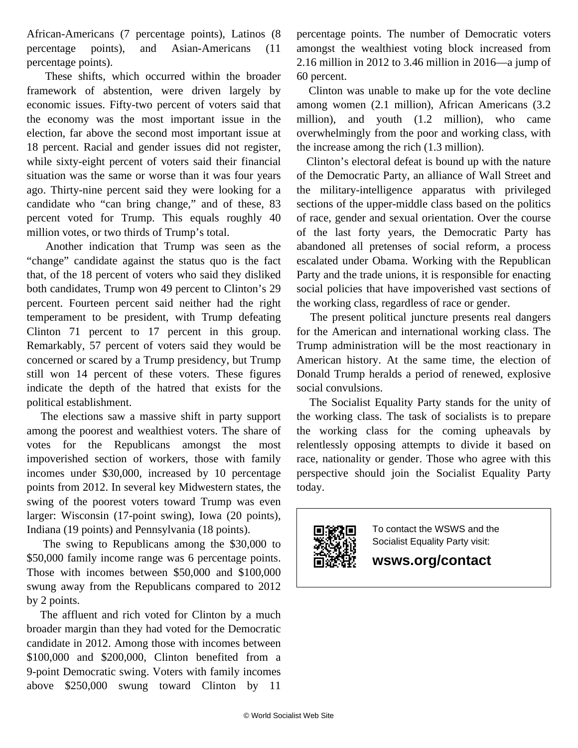African-Americans (7 percentage points), Latinos (8 percentage points), and Asian-Americans (11 percentage points).

These shifts, which occurred within the broader framework of abstention, were driven largely by economic issues. Fifty-two percent of voters said that the economy was the most important issue in the election, far above the second most important issue at 18 percent. Racial and gender issues did not register, while sixty-eight percent of voters said their financial situation was the same or worse than it was four years ago. Thirty-nine percent said they were looking for a candidate who "can bring change," and of these, 83 percent voted for Trump. This equals roughly 40 million votes, or two thirds of Trump's total.

Another indication that Trump was seen as the "change" candidate against the status quo is the fact that, of the 18 percent of voters who said they disliked both candidates, Trump won 49 percent to Clinton's 29 percent. Fourteen percent said neither had the right temperament to be president, with Trump defeating Clinton 71 percent to 17 percent in this group. Remarkably, 57 percent of voters said they would be concerned or scared by a Trump presidency, but Trump still won 14 percent of these voters. These figures indicate the depth of the hatred that exists for the political establishment.

The elections saw a massive shift in party support among the poorest and wealthiest voters. The share of votes for the Republicans amongst the most impoverished section of workers, those with family incomes under $30,000, increased by 10 percentage points from 2012. In several key Midwestern states, the swing of the poorest voters toward Trump was even larger: Wisconsin (17-point swing), Iowa (20 points), Indiana (19 points) and Pennsylvania (18 points).

The swing to Republicans among the $30,000 to $50,000 family income range was 6 percentage points. Those with incomes between $50,000 and $100,000 swung away from the Republicans compared to 2012 by 2 points.

The affluent and rich voted for Clinton by a much broader margin than they had voted for the Democratic candidate in 2012. Among those with incomes between $100,000 and $200,000, Clinton benefited from a 9-point Democratic swing. Voters with family incomes above $250,000 swung toward Clinton by 11 percentage points. The number of Democratic voters amongst the wealthiest voting block increased from 2.16 million in 2012 to 3.46 million in 2016—a jump of 60 percent.

Clinton was unable to make up for the vote decline among women (2.1 million), African Americans (3.2 million), and youth (1.2 million), who came overwhelmingly from the poor and working class, with the increase among the rich (1.3 million).

Clinton's electoral defeat is bound up with the nature of the Democratic Party, an alliance of Wall Street and the military-intelligence apparatus with privileged sections of the upper-middle class based on the politics of race, gender and sexual orientation. Over the course of the last forty years, the Democratic Party has abandoned all pretenses of social reform, a process escalated under Obama. Working with the Republican Party and the trade unions, it is responsible for enacting social policies that have impoverished vast sections of the working class, regardless of race or gender.

The present political juncture presents real dangers for the American and international working class. The Trump administration will be the most reactionary in American history. At the same time, the election of Donald Trump heralds a period of renewed, explosive social convulsions.

The Socialist Equality Party stands for the unity of the working class. The task of socialists is to prepare the working class for the coming upheavals by relentlessly opposing attempts to divide it based on race, nationality or gender. Those who agree with this perspective should join the Socialist Equality Party today.

To contact the WSWS and the Socialist Equality Party visit:

**wsws.org/contact**